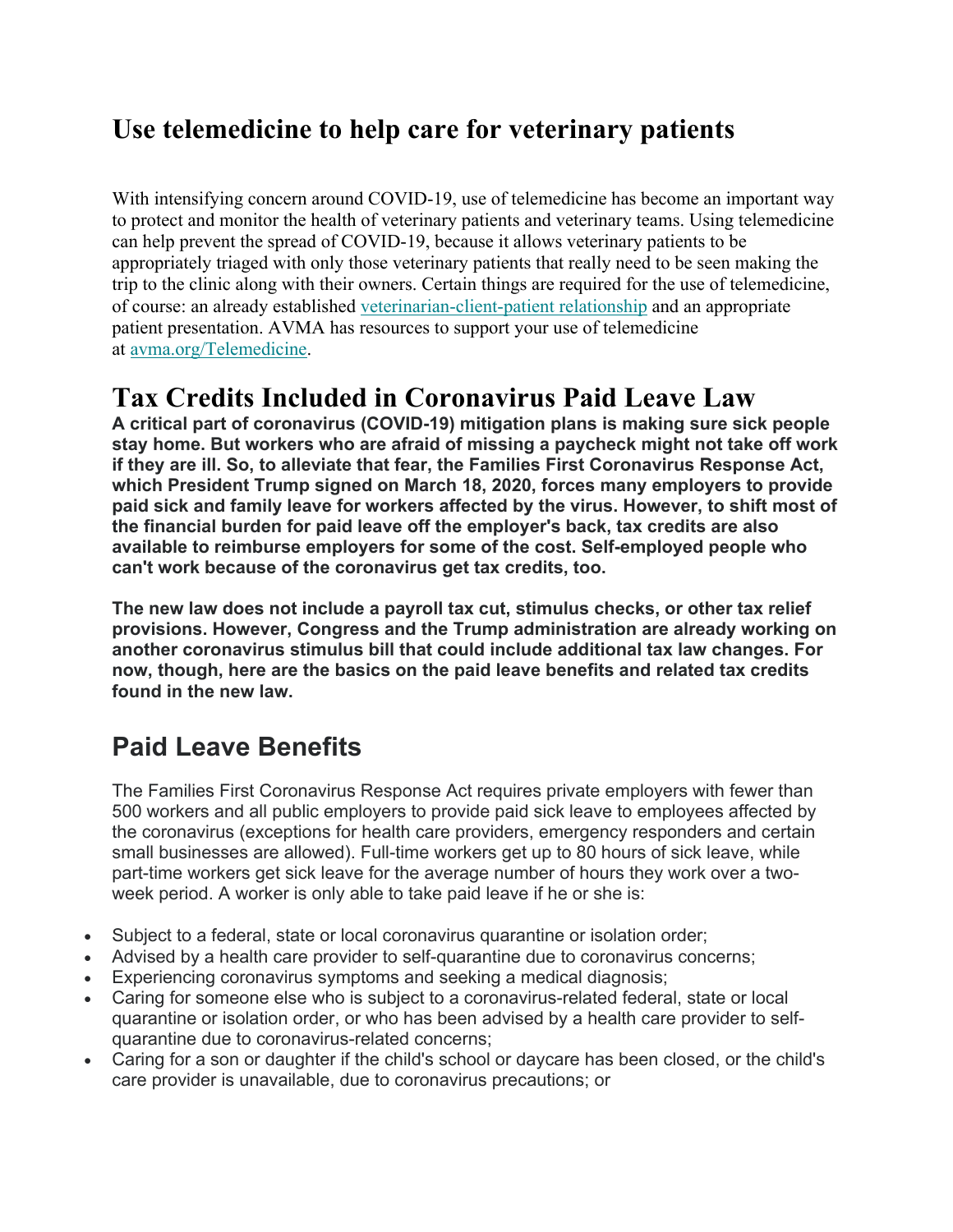## Use telemedicine to help care for veterinary patients

With intensifying concern around COVID-19, use of telemedicine has become an important way to protect and monitor the health of veterinary patients and veterinary teams. Using telemedicine can help prevent the spread of COVID-19, because it allows veterinary patients to be appropriately triaged with only those veterinary patients that really need to be seen making the trip to the clinic along with their owners. Certain things are required for the use of telemedicine, of course: an already established [veterinarian-client-patient relationship] and an appropriate patient presentation. AVMA has resources to support your use of telemedicine at [avma.org/Telemedicine].

## Tax Credits Included in Coronavirus Paid Leave Law

**A critical part of coronavirus (COVID-19) mitigation plans is making sure sick people stay home. But workers who are afraid of missing a paycheck might not take off work if they are ill. So, to alleviate that fear, the Families First Coronavirus Response Act, which President Trump signed on March 18, 2020, forces many employers to provide paid sick and family leave for workers affected by the virus. However, to shift most of the financial burden for paid leave off the employer's back, tax credits are also available to reimburse employers for some of the cost. Self-employed people who can't work because of the coronavirus get tax credits, too.**

**The new law does not include a payroll tax cut, stimulus checks, or other tax relief provisions. However, Congress and the Trump administration are already working on another coronavirus stimulus bill that could include additional tax law changes. For now, though, here are the basics on the paid leave benefits and related tax credits found in the new law.**

## Paid Leave Benefits

The Families First Coronavirus Response Act requires private employers with fewer than 500 workers and all public employers to provide paid sick leave to employees affected by the coronavirus (exceptions for health care providers, emergency responders and certain small businesses are allowed). Full-time workers get up to 80 hours of sick leave, while part-time workers get sick leave for the average number of hours they work over a two-week period. A worker is only able to take paid leave if he or she is:

- Subject to a federal, state or local coronavirus quarantine or isolation order;
- Advised by a health care provider to self-quarantine due to coronavirus concerns;
- Experiencing coronavirus symptoms and seeking a medical diagnosis;
- Caring for someone else who is subject to a coronavirus-related federal, state or local quarantine or isolation order, or who has been advised by a health care provider to self-quarantine due to coronavirus-related concerns;
- Caring for a son or daughter if the child's school or daycare has been closed, or the child's care provider is unavailable, due to coronavirus precautions; or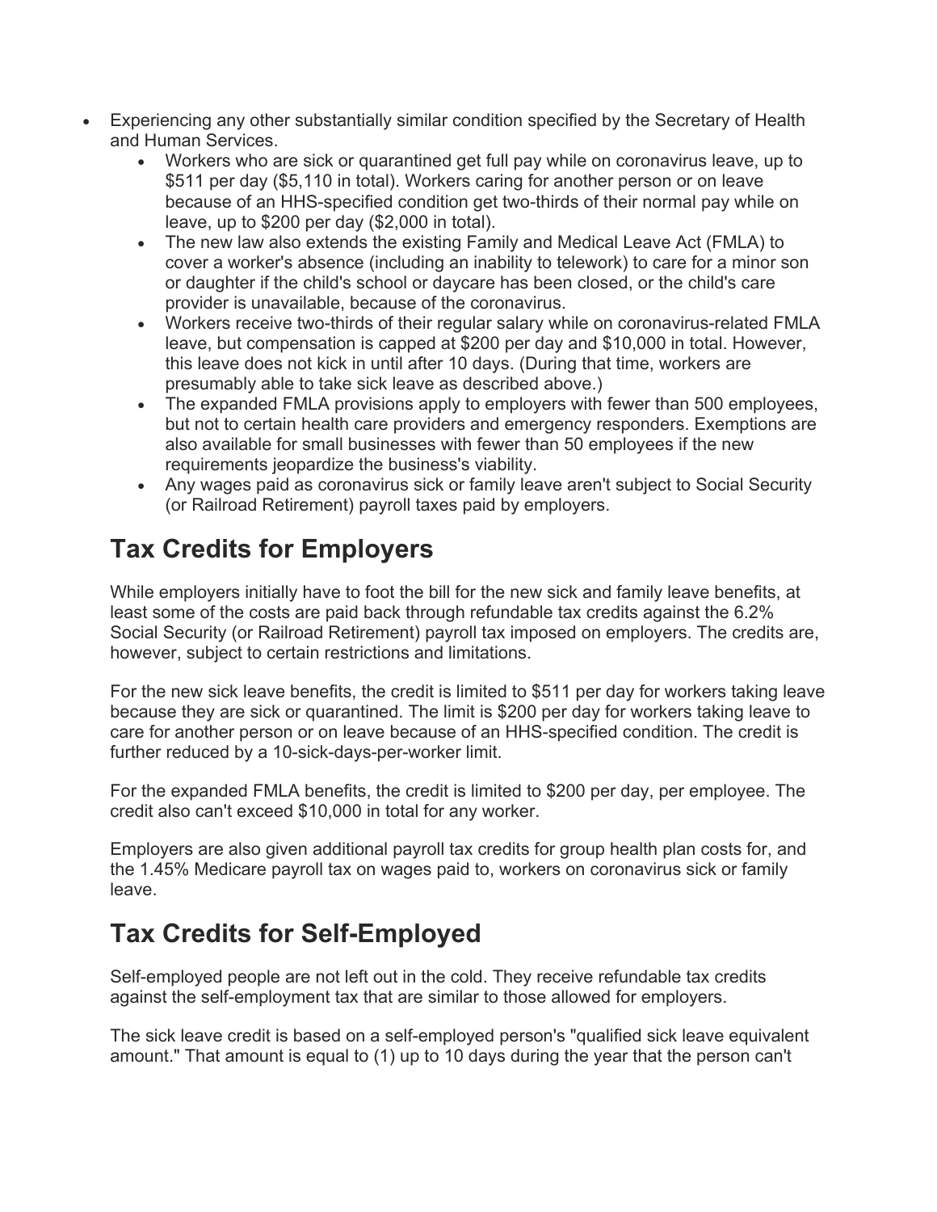- Experiencing any other substantially similar condition specified by the Secretary of Health and Human Services.
  - Workers who are sick or quarantined get full pay while on coronavirus leave, up to $511 per day ($5,110 in total). Workers caring for another person or on leave because of an HHS-specified condition get two-thirds of their normal pay while on leave, up to $200 per day ($2,000 in total).
  - The new law also extends the existing Family and Medical Leave Act (FMLA) to cover a worker's absence (including an inability to telework) to care for a minor son or daughter if the child's school or daycare has been closed, or the child's care provider is unavailable, because of the coronavirus.
  - Workers receive two-thirds of their regular salary while on coronavirus-related FMLA leave, but compensation is capped at $200 per day and $10,000 in total. However, this leave does not kick in until after 10 days. (During that time, workers are presumably able to take sick leave as described above.)
  - The expanded FMLA provisions apply to employers with fewer than 500 employees, but not to certain health care providers and emergency responders. Exemptions are also available for small businesses with fewer than 50 employees if the new requirements jeopardize the business's viability.
  - Any wages paid as coronavirus sick or family leave aren't subject to Social Security (or Railroad Retirement) payroll taxes paid by employers.

# Tax Credits for Employers

While employers initially have to foot the bill for the new sick and family leave benefits, at least some of the costs are paid back through refundable tax credits against the 6.2% Social Security (or Railroad Retirement) payroll tax imposed on employers. The credits are, however, subject to certain restrictions and limitations.

For the new sick leave benefits, the credit is limited to $511 per day for workers taking leave because they are sick or quarantined. The limit is $200 per day for workers taking leave to care for another person or on leave because of an HHS-specified condition. The credit is further reduced by a 10-sick-days-per-worker limit.

For the expanded FMLA benefits, the credit is limited to $200 per day, per employee. The credit also can't exceed $10,000 in total for any worker.

Employers are also given additional payroll tax credits for group health plan costs for, and the 1.45% Medicare payroll tax on wages paid to, workers on coronavirus sick or family leave.

# Tax Credits for Self-Employed

Self-employed people are not left out in the cold. They receive refundable tax credits against the self-employment tax that are similar to those allowed for employers.

The sick leave credit is based on a self-employed person's "qualified sick leave equivalent amount." That amount is equal to (1) up to 10 days during the year that the person can't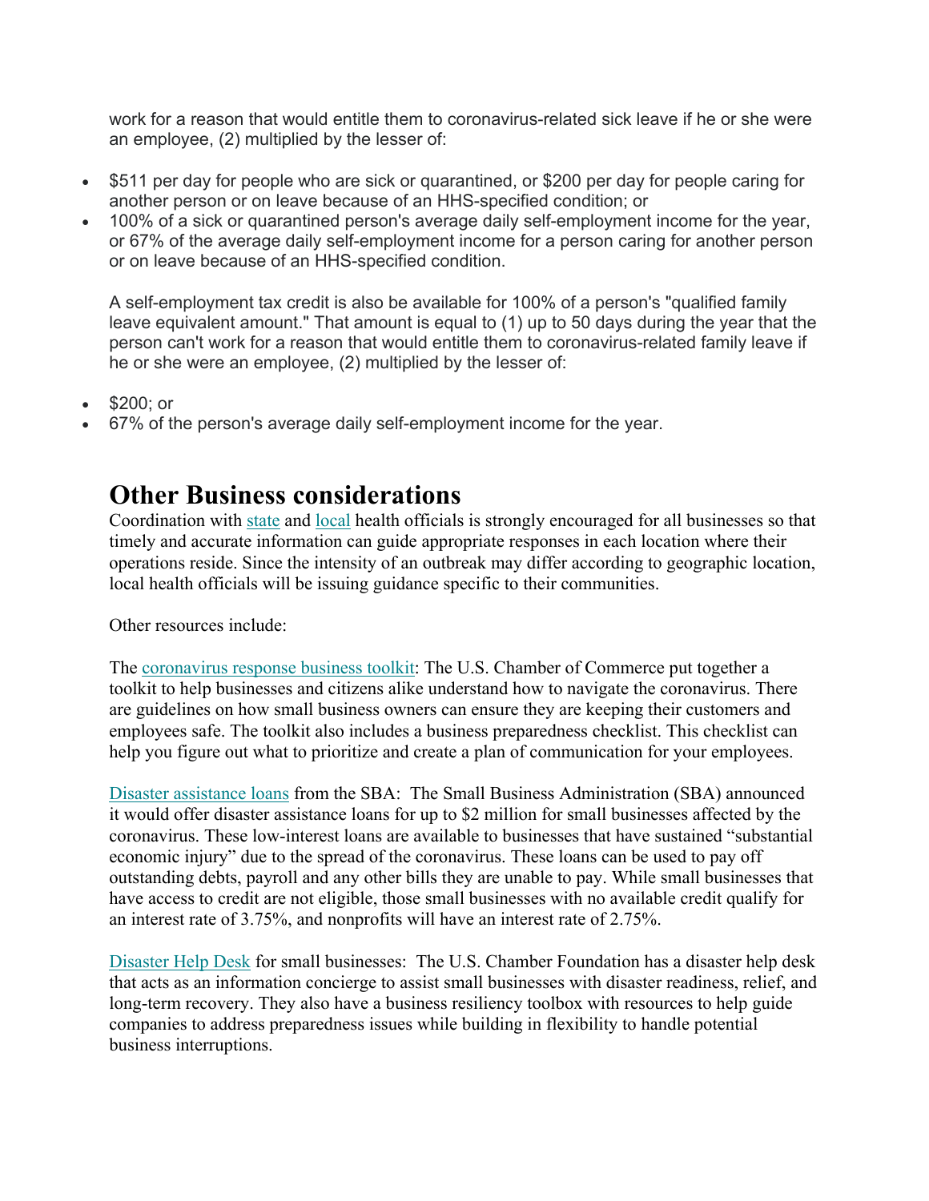work for a reason that would entitle them to coronavirus-related sick leave if he or she were an employee, (2) multiplied by the lesser of:

- $511 per day for people who are sick or quarantined, or $200 per day for people caring for another person or on leave because of an HHS-specified condition; or
- 100% of a sick or quarantined person's average daily self-employment income for the year, or 67% of the average daily self-employment income for a person caring for another person or on leave because of an HHS-specified condition.

A self-employment tax credit is also be available for 100% of a person's "qualified family leave equivalent amount." That amount is equal to (1) up to 50 days during the year that the person can't work for a reason that would entitle them to coronavirus-related family leave if he or she were an employee, (2) multiplied by the lesser of:

- $200; or
- 67% of the person's average daily self-employment income for the year.

## Other Business considerations

Coordination with state and local health officials is strongly encouraged for all businesses so that timely and accurate information can guide appropriate responses in each location where their operations reside. Since the intensity of an outbreak may differ according to geographic location, local health officials will be issuing guidance specific to their communities.

Other resources include:

The coronavirus response business toolkit: The U.S. Chamber of Commerce put together a toolkit to help businesses and citizens alike understand how to navigate the coronavirus. There are guidelines on how small business owners can ensure they are keeping their customers and employees safe. The toolkit also includes a business preparedness checklist. This checklist can help you figure out what to prioritize and create a plan of communication for your employees.

Disaster assistance loans from the SBA: The Small Business Administration (SBA) announced it would offer disaster assistance loans for up to $2 million for small businesses affected by the coronavirus. These low-interest loans are available to businesses that have sustained "substantial economic injury" due to the spread of the coronavirus. These loans can be used to pay off outstanding debts, payroll and any other bills they are unable to pay. While small businesses that have access to credit are not eligible, those small businesses with no available credit qualify for an interest rate of 3.75%, and nonprofits will have an interest rate of 2.75%.

Disaster Help Desk for small businesses: The U.S. Chamber Foundation has a disaster help desk that acts as an information concierge to assist small businesses with disaster readiness, relief, and long-term recovery. They also have a business resiliency toolbox with resources to help guide companies to address preparedness issues while building in flexibility to handle potential business interruptions.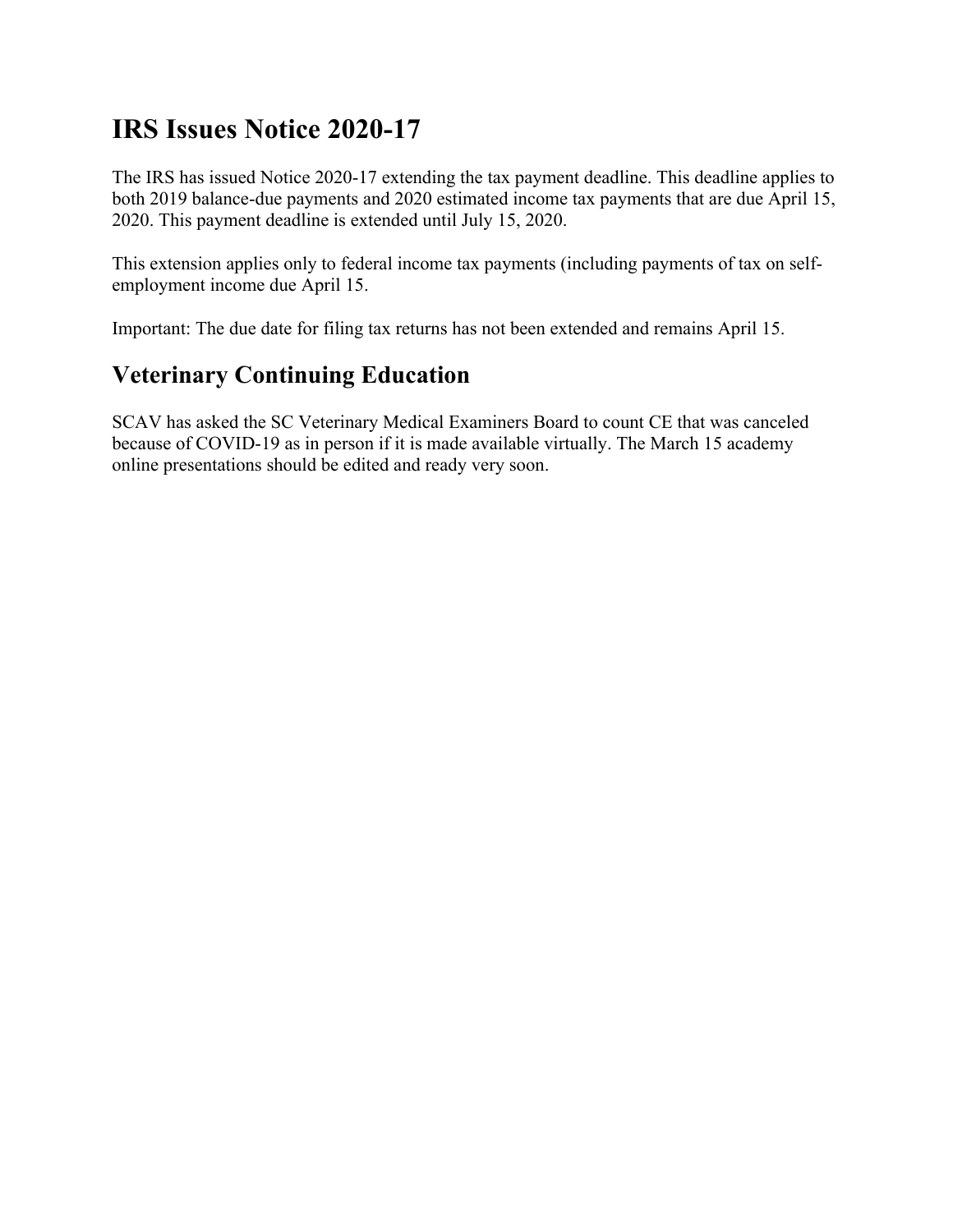## IRS Issues Notice 2020-17

The IRS has issued Notice 2020-17 extending the tax payment deadline. This deadline applies to both 2019 balance-due payments and 2020 estimated income tax payments that are due April 15, 2020. This payment deadline is extended until July 15, 2020.

This extension applies only to federal income tax payments (including payments of tax on self-employment income due April 15.

Important: The due date for filing tax returns has not been extended and remains April 15.

## Veterinary Continuing Education

SCAV has asked the SC Veterinary Medical Examiners Board to count CE that was canceled because of COVID-19 as in person if it is made available virtually. The March 15 academy online presentations should be edited and ready very soon.